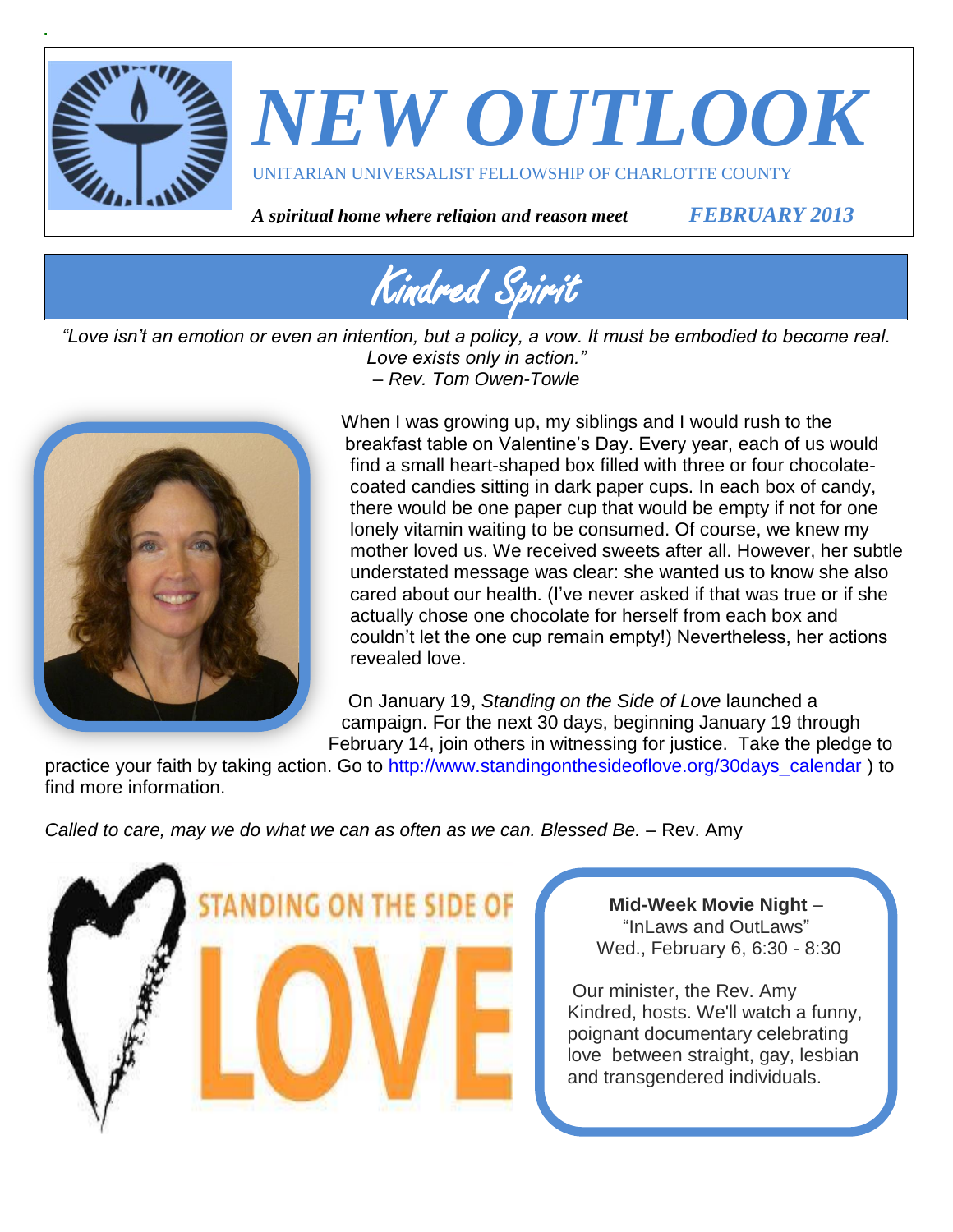# NEW OUTLOOK

UNITARIAN UNIVERSALIST FELLOWSHIP OF CHARLOTTE COUNTY

***A spiritual home where religion and reason meet*** ***FEBRUARY 2013***

## Kindred Spirit

*"Love isn't an emotion or even an intention, but a policy, a vow. It must be embodied to become real. Love exists only in action."*
*– Rev. Tom Owen-Towle*

When I was growing up, my siblings and I would rush to the breakfast table on Valentine's Day. Every year, each of us would find a small heart-shaped box filled with three or four chocolate-coated candies sitting in dark paper cups. In each box of candy, there would be one paper cup that would be empty if not for one lonely vitamin waiting to be consumed. Of course, we knew my mother loved us. We received sweets after all. However, her subtle understated message was clear: she wanted us to know she also cared about our health. (I've never asked if that was true or if she actually chose one chocolate for herself from each box and couldn't let the one cup remain empty!) Nevertheless, her actions revealed love.

On January 19, *Standing on the Side of Love* launched a campaign. For the next 30 days, beginning January 19 through February 14, join others in witnessing for justice. Take the pledge to practice your faith by taking action. Go to http://www.standingonthesideoflove.org/30days_calendar ) to find more information.

*Called to care, may we do what we can as often as we can. Blessed Be.* – Rev. Amy

STANDING ON THE SIDE OF LOVE

**Mid-Week Movie Night** –
"InLaws and OutLaws"
Wed., February 6, 6:30 - 8:30

Our minister, the Rev. Amy Kindred, hosts. We'll watch a funny, poignant documentary celebrating love between straight, gay, lesbian and transgendered individuals.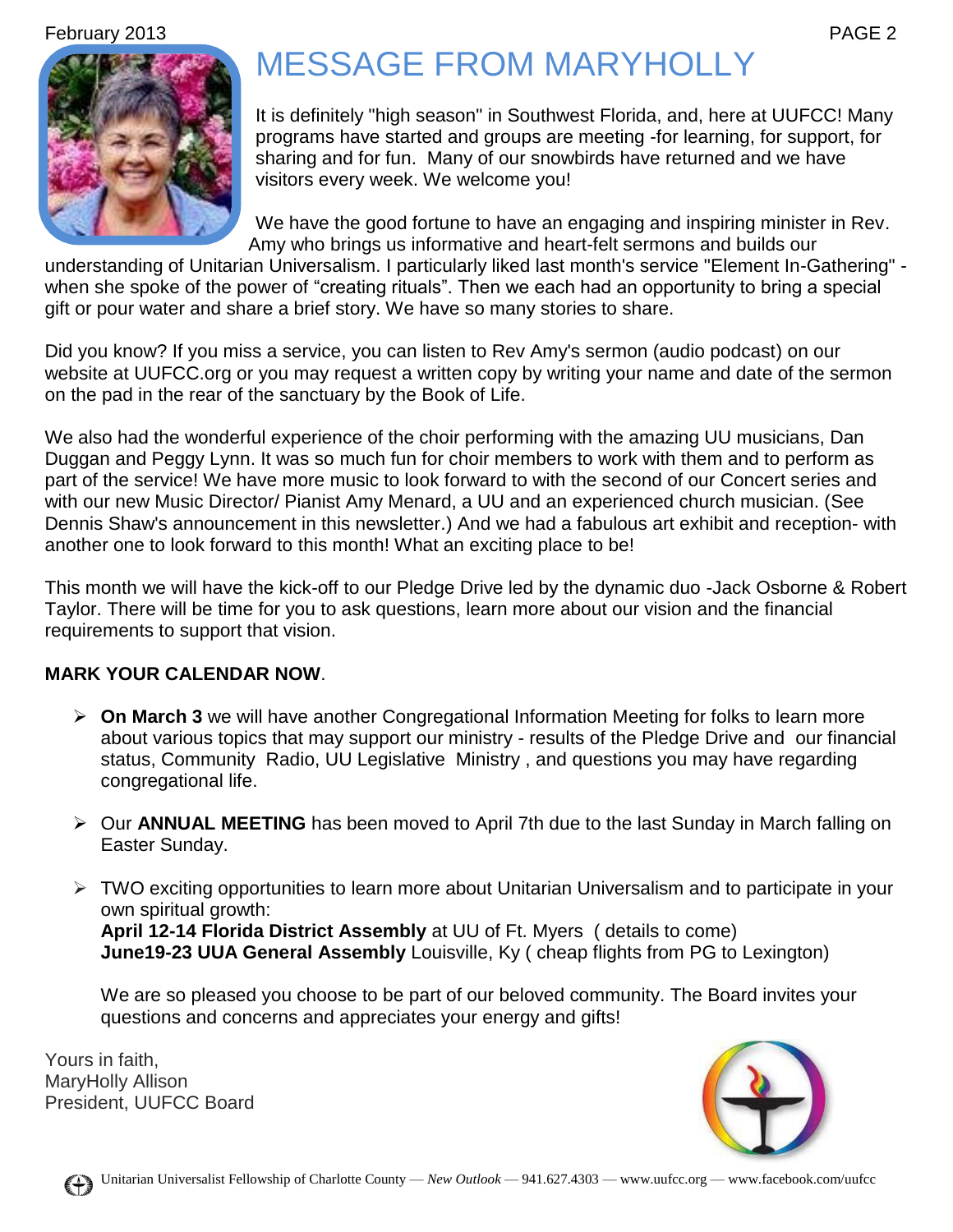# MESSAGE FROM MARYHOLLY

It is definitely "high season" in Southwest Florida, and, here at UUFCC! Many programs have started and groups are meeting -for learning, for support, for sharing and for fun. Many of our snowbirds have returned and we have visitors every week. We welcome you!

We have the good fortune to have an engaging and inspiring minister in Rev. Amy who brings us informative and heart-felt sermons and builds our understanding of Unitarian Universalism. I particularly liked last month's service "Element In-Gathering" - when she spoke of the power of "creating rituals". Then we each had an opportunity to bring a special gift or pour water and share a brief story. We have so many stories to share.

Did you know? If you miss a service, you can listen to Rev Amy's sermon (audio podcast) on our website at UUFCC.org or you may request a written copy by writing your name and date of the sermon on the pad in the rear of the sanctuary by the Book of Life.

We also had the wonderful experience of the choir performing with the amazing UU musicians, Dan Duggan and Peggy Lynn. It was so much fun for choir members to work with them and to perform as part of the service! We have more music to look forward to with the second of our Concert series and with our new Music Director/ Pianist Amy Menard, a UU and an experienced church musician. (See Dennis Shaw's announcement in this newsletter.) And we had a fabulous art exhibit and reception- with another one to look forward to this month! What an exciting place to be!

This month we will have the kick-off to our Pledge Drive led by the dynamic duo -Jack Osborne & Robert Taylor. There will be time for you to ask questions, learn more about our vision and the financial requirements to support that vision.

**MARK YOUR CALENDAR NOW**.

- **On March 3** we will have another Congregational Information Meeting for folks to learn more about various topics that may support our ministry - results of the Pledge Drive and our financial status, Community Radio, UU Legislative Ministry , and questions you may have regarding congregational life.
- Our **ANNUAL MEETING** has been moved to April 7th due to the last Sunday in March falling on Easter Sunday.
- TWO exciting opportunities to learn more about Unitarian Universalism and to participate in your own spiritual growth:
  **April 12-14 Florida District Assembly** at UU of Ft. Myers ( details to come)
  **June19-23 UUA General Assembly** Louisville, Ky ( cheap flights from PG to Lexington)

  We are so pleased you choose to be part of our beloved community. The Board invites your questions and concerns and appreciates your energy and gifts!

Yours in faith,
MaryHolly Allison
President, UUFCC Board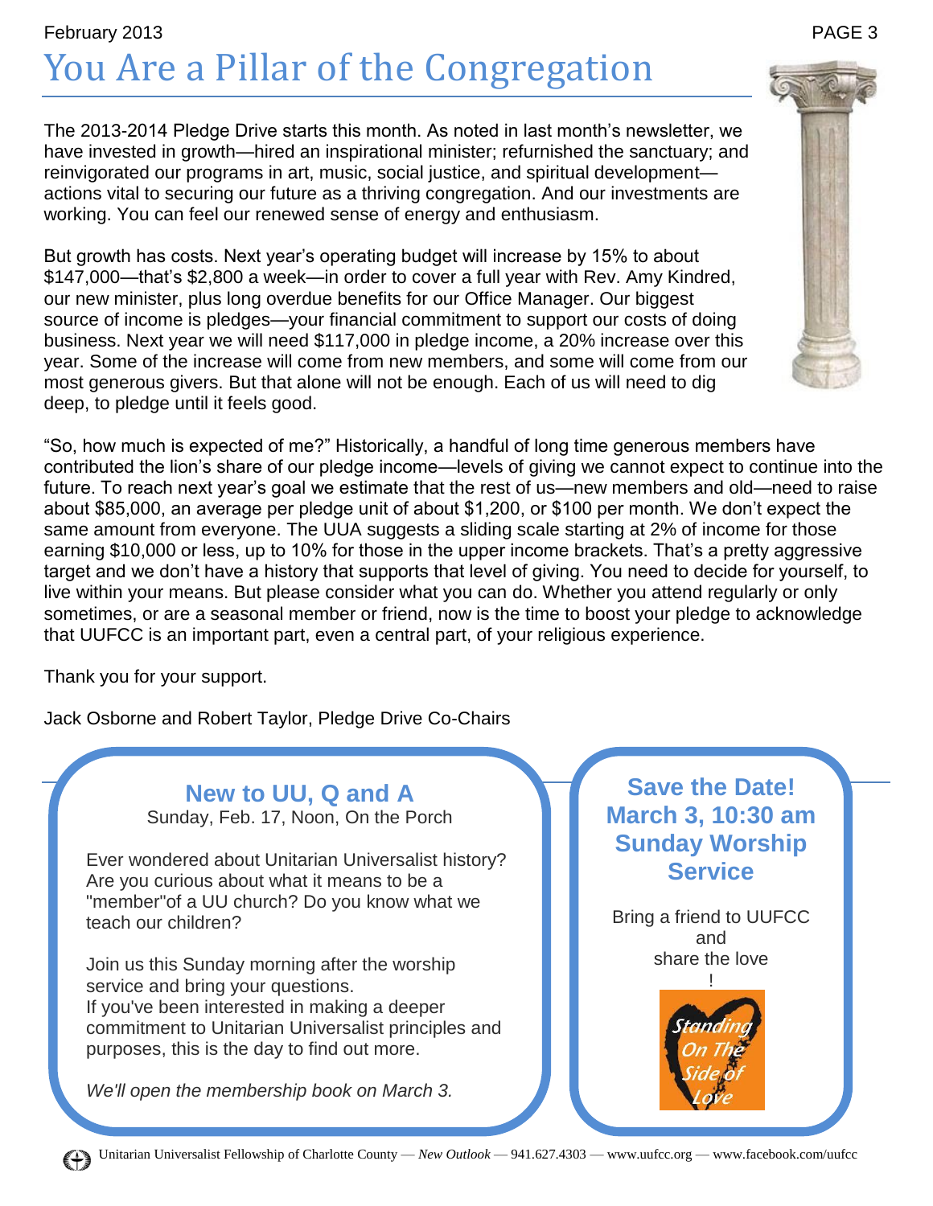# You Are a Pillar of the Congregation

The 2013-2014 Pledge Drive starts this month. As noted in last month's newsletter, we have invested in growth—hired an inspirational minister; refurnished the sanctuary; and reinvigorated our programs in art, music, social justice, and spiritual development—actions vital to securing our future as a thriving congregation. And our investments are working. You can feel our renewed sense of energy and enthusiasm.

But growth has costs. Next year's operating budget will increase by 15% to about $147,000—that's $2,800 a week—in order to cover a full year with Rev. Amy Kindred, our new minister, plus long overdue benefits for our Office Manager. Our biggest source of income is pledges—your financial commitment to support our costs of doing business. Next year we will need $117,000 in pledge income, a 20% increase over this year. Some of the increase will come from new members, and some will come from our most generous givers. But that alone will not be enough. Each of us will need to dig deep, to pledge until it feels good.

"So, how much is expected of me?" Historically, a handful of long time generous members have contributed the lion's share of our pledge income—levels of giving we cannot expect to continue into the future. To reach next year's goal we estimate that the rest of us—new members and old—need to raise about $85,000, an average per pledge unit of about $1,200, or $100 per month. We don't expect the same amount from everyone. The UUA suggests a sliding scale starting at 2% of income for those earning $10,000 or less, up to 10% for those in the upper income brackets. That's a pretty aggressive target and we don't have a history that supports that level of giving. You need to decide for yourself, to live within your means. But please consider what you can do. Whether you attend regularly or only sometimes, or are a seasonal member or friend, now is the time to boost your pledge to acknowledge that UUFCC is an important part, even a central part, of your religious experience.

Thank you for your support.

Jack Osborne and Robert Taylor, Pledge Drive Co-Chairs

## New to UU, Q and A

Sunday, Feb. 17, Noon, On the Porch

Ever wondered about Unitarian Universalist history? Are you curious about what it means to be a "member"of a UU church? Do you know what we teach our children?

Join us this Sunday morning after the worship service and bring your questions.
If you've been interested in making a deeper commitment to Unitarian Universalist principles and purposes, this is the day to find out more.

*We'll open the membership book on March 3.*

## Save the Date! March 3, 10:30 am Sunday Worship Service

Bring a friend to UUFCC and share the love!

Standing On The Side of Love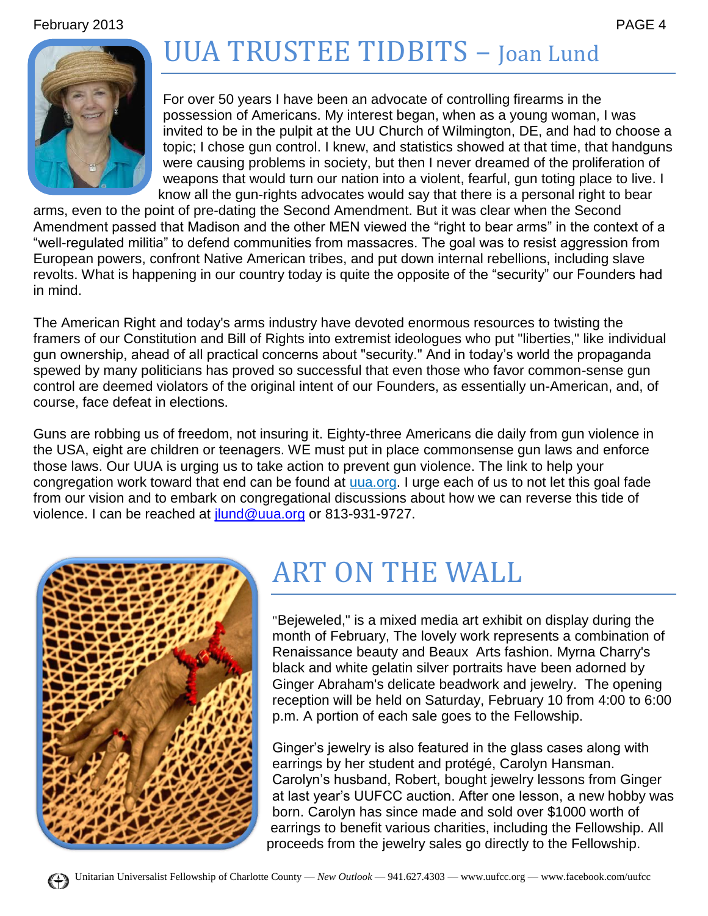# UUA TRUSTEE TIDBITS – Joan Lund

For over 50 years I have been an advocate of controlling firearms in the possession of Americans. My interest began, when as a young woman, I was invited to be in the pulpit at the UU Church of Wilmington, DE, and had to choose a topic; I chose gun control. I knew, and statistics showed at that time, that handguns were causing problems in society, but then I never dreamed of the proliferation of weapons that would turn our nation into a violent, fearful, gun toting place to live. I know all the gun-rights advocates would say that there is a personal right to bear arms, even to the point of pre-dating the Second Amendment. But it was clear when the Second Amendment passed that Madison and the other MEN viewed the "right to bear arms" in the context of a "well-regulated militia" to defend communities from massacres. The goal was to resist aggression from European powers, confront Native American tribes, and put down internal rebellions, including slave revolts. What is happening in our country today is quite the opposite of the "security" our Founders had in mind.

The American Right and today's arms industry have devoted enormous resources to twisting the framers of our Constitution and Bill of Rights into extremist ideologues who put "liberties," like individual gun ownership, ahead of all practical concerns about "security." And in today's world the propaganda spewed by many politicians has proved so successful that even those who favor common-sense gun control are deemed violators of the original intent of our Founders, as essentially un-American, and, of course, face defeat in elections.

Guns are robbing us of freedom, not insuring it. Eighty-three Americans die daily from gun violence in the USA, eight are children or teenagers. WE must put in place commonsense gun laws and enforce those laws. Our UUA is urging us to take action to prevent gun violence. The link to help your congregation work toward that end can be found at uua.org. I urge each of us to not let this goal fade from our vision and to embark on congregational discussions about how we can reverse this tide of violence. I can be reached at jlund@uua.org or 813-931-9727.

# ART ON THE WALL

"Bejeweled," is a mixed media art exhibit on display during the month of February, The lovely work represents a combination of Renaissance beauty and Beaux Arts fashion. Myrna Charry's black and white gelatin silver portraits have been adorned by Ginger Abraham's delicate beadwork and jewelry. The opening reception will be held on Saturday, February 10 from 4:00 to 6:00 p.m. A portion of each sale goes to the Fellowship.

Ginger's jewelry is also featured in the glass cases along with earrings by her student and protégé, Carolyn Hansman. Carolyn's husband, Robert, bought jewelry lessons from Ginger at last year's UUFCC auction. After one lesson, a new hobby was born. Carolyn has since made and sold over $1000 worth of earrings to benefit various charities, including the Fellowship. All proceeds from the jewelry sales go directly to the Fellowship.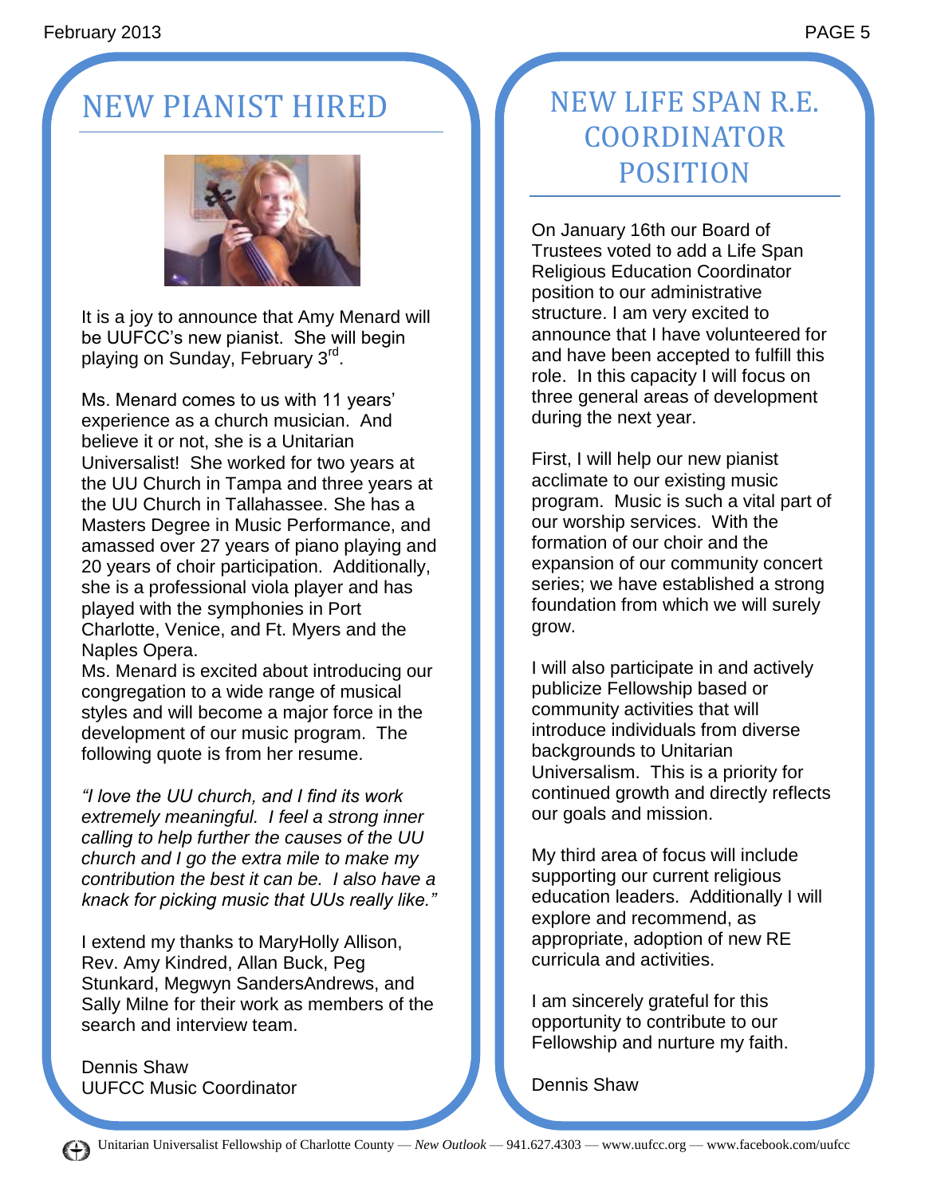# NEW PIANIST HIRED

It is a joy to announce that Amy Menard will be UUFCC's new pianist. She will begin playing on Sunday, February 3rd.

Ms. Menard comes to us with 11 years' experience as a church musician. And believe it or not, she is a Unitarian Universalist! She worked for two years at the UU Church in Tampa and three years at the UU Church in Tallahassee. She has a Masters Degree in Music Performance, and amassed over 27 years of piano playing and 20 years of choir participation. Additionally, she is a professional viola player and has played with the symphonies in Port Charlotte, Venice, and Ft. Myers and the Naples Opera.

Ms. Menard is excited about introducing our congregation to a wide range of musical styles and will become a major force in the development of our music program. The following quote is from her resume.

*"I love the UU church, and I find its work extremely meaningful. I feel a strong inner calling to help further the causes of the UU church and I go the extra mile to make my contribution the best it can be. I also have a knack for picking music that UUs really like."*

I extend my thanks to MaryHolly Allison, Rev. Amy Kindred, Allan Buck, Peg Stunkard, Megwyn SandersAndrews, and Sally Milne for their work as members of the search and interview team.

Dennis Shaw
UUFCC Music Coordinator

# NEW LIFE SPAN R.E. COORDINATOR POSITION

On January 16th our Board of Trustees voted to add a Life Span Religious Education Coordinator position to our administrative structure. I am very excited to announce that I have volunteered for and have been accepted to fulfill this role. In this capacity I will focus on three general areas of development during the next year.

First, I will help our new pianist acclimate to our existing music program. Music is such a vital part of our worship services. With the formation of our choir and the expansion of our community concert series; we have established a strong foundation from which we will surely grow.

I will also participate in and actively publicize Fellowship based or community activities that will introduce individuals from diverse backgrounds to Unitarian Universalism. This is a priority for continued growth and directly reflects our goals and mission.

My third area of focus will include supporting our current religious education leaders. Additionally I will explore and recommend, as appropriate, adoption of new RE curricula and activities.

I am sincerely grateful for this opportunity to contribute to our Fellowship and nurture my faith.

Dennis Shaw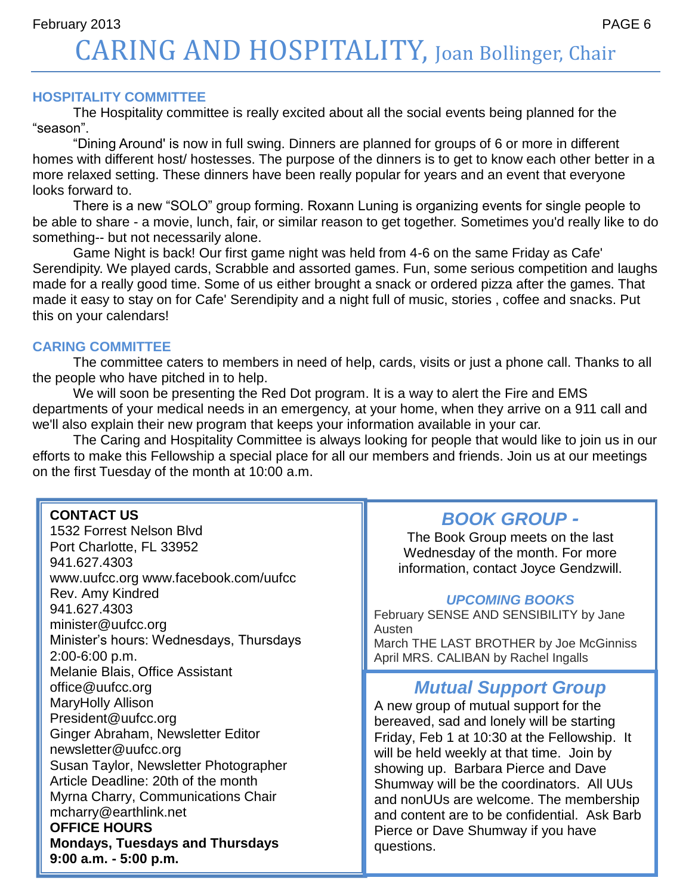# CARING AND HOSPITALITY, Joan Bollinger, Chair

## HOSPITALITY COMMITTEE

The Hospitality committee is really excited about all the social events being planned for the “season”.

“Dining Around' is now in full swing. Dinners are planned for groups of 6 or more in different homes with different host/ hostesses. The purpose of the dinners is to get to know each other better in a more relaxed setting. These dinners have been really popular for years and an event that everyone looks forward to.

There is a new “SOLO” group forming. Roxann Luning is organizing events for single people to be able to share - a movie, lunch, fair, or similar reason to get together. Sometimes you'd really like to do something-- but not necessarily alone.

Game Night is back! Our first game night was held from 4-6 on the same Friday as Cafe' Serendipity. We played cards, Scrabble and assorted games. Fun, some serious competition and laughs made for a really good time. Some of us either brought a snack or ordered pizza after the games. That made it easy to stay on for Cafe' Serendipity and a night full of music, stories , coffee and snacks. Put this on your calendars!

## CARING COMMITTEE

The committee caters to members in need of help, cards, visits or just a phone call. Thanks to all the people who have pitched in to help.

We will soon be presenting the Red Dot program. It is a way to alert the Fire and EMS departments of your medical needs in an emergency, at your home, when they arrive on a 911 call and we'll also explain their new program that keeps your information available in your car.

The Caring and Hospitality Committee is always looking for people that would like to join us in our efforts to make this Fellowship a special place for all our members and friends. Join us at our meetings on the first Tuesday of the month at 10:00 a.m.

**CONTACT US**
1532 Forrest Nelson Blvd
Port Charlotte, FL 33952
941.627.4303
www.uufcc.org www.facebook.com/uufcc
Rev. Amy Kindred
941.627.4303
minister@uufcc.org
Minister’s hours: Wednesdays, Thursdays 2:00-6:00 p.m.
Melanie Blais, Office Assistant
office@uufcc.org
MaryHolly Allison
President@uufcc.org
Ginger Abraham, Newsletter Editor
newsletter@uufcc.org
Susan Taylor, Newsletter Photographer
Article Deadline: 20th of the month
Myrna Charry, Communications Chair
mcharry@earthlink.net
**OFFICE HOURS**
**Mondays, Tuesdays and Thursdays**
**9:00 a.m. - 5:00 p.m.**

## *BOOK GROUP -*

The Book Group meets on the last Wednesday of the month. For more information, contact Joyce Gendzwill.

### *UPCOMING BOOKS*

February SENSE AND SENSIBILITY by Jane Austen
March THE LAST BROTHER by Joe McGinniss
April MRS. CALIBAN by Rachel Ingalls

## *Mutual Support Group*

A new group of mutual support for the bereaved, sad and lonely will be starting Friday, Feb 1 at 10:30 at the Fellowship. It will be held weekly at that time. Join by showing up. Barbara Pierce and Dave Shumway will be the coordinators. All UUs and nonUUs are welcome. The membership and content are to be confidential. Ask Barb Pierce or Dave Shumway if you have questions.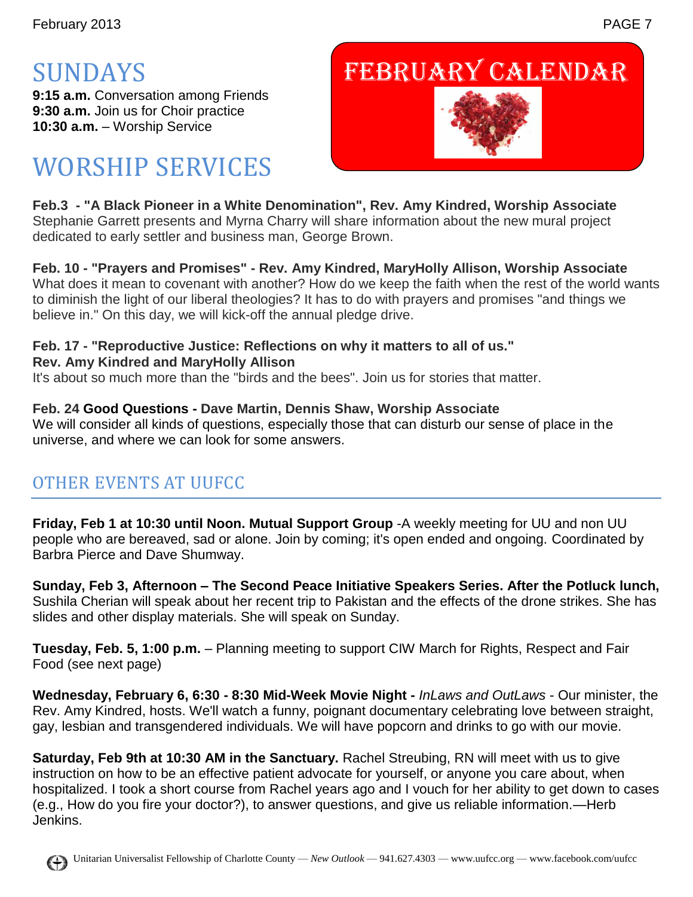# SUNDAYS

**9:15 a.m.** Conversation among Friends
**9:30 a.m.** Join us for Choir practice
**10:30 a.m.** – Worship Service

# FEBRUARY CALENDAR

# WORSHIP SERVICES

**Feb.3 - "A Black Pioneer in a White Denomination", Rev. Amy Kindred, Worship Associate**
Stephanie Garrett presents and Myrna Charry will share information about the new mural project dedicated to early settler and business man, George Brown.

**Feb. 10 - "Prayers and Promises" - Rev. Amy Kindred, MaryHolly Allison, Worship Associate**
What does it mean to covenant with another? How do we keep the faith when the rest of the world wants to diminish the light of our liberal theologies? It has to do with prayers and promises "and things we believe in." On this day, we will kick-off the annual pledge drive.

**Feb. 17 - "Reproductive Justice: Reflections on why it matters to all of us."**
**Rev. Amy Kindred and MaryHolly Allison**
It's about so much more than the "birds and the bees". Join us for stories that matter.

**Feb. 24 Good Questions - Dave Martin, Dennis Shaw, Worship Associate**
We will consider all kinds of questions, especially those that can disturb our sense of place in the universe, and where we can look for some answers.

## OTHER EVENTS AT UUFCC

**Friday, Feb 1 at 10:30 until Noon. Mutual Support Group** -A weekly meeting for UU and non UU people who are bereaved, sad or alone. Join by coming; it's open ended and ongoing. Coordinated by Barbra Pierce and Dave Shumway.

**Sunday, Feb 3, Afternoon – The Second Peace Initiative Speakers Series. After the Potluck lunch,** Sushila Cherian will speak about her recent trip to Pakistan and the effects of the drone strikes. She has slides and other display materials. She will speak on Sunday.

**Tuesday, Feb. 5, 1:00 p.m.** – Planning meeting to support CIW March for Rights, Respect and Fair Food (see next page)

**Wednesday, February 6, 6:30 - 8:30 Mid-Week Movie Night -** *InLaws and OutLaws* - Our minister, the Rev. Amy Kindred, hosts. We'll watch a funny, poignant documentary celebrating love between straight, gay, lesbian and transgendered individuals. We will have popcorn and drinks to go with our movie.

**Saturday, Feb 9th at 10:30 AM in the Sanctuary.** Rachel Streubing, RN will meet with us to give instruction on how to be an effective patient advocate for yourself, or anyone you care about, when hospitalized. I took a short course from Rachel years ago and I vouch for her ability to get down to cases (e.g., How do you fire your doctor?), to answer questions, and give us reliable information.—Herb Jenkins.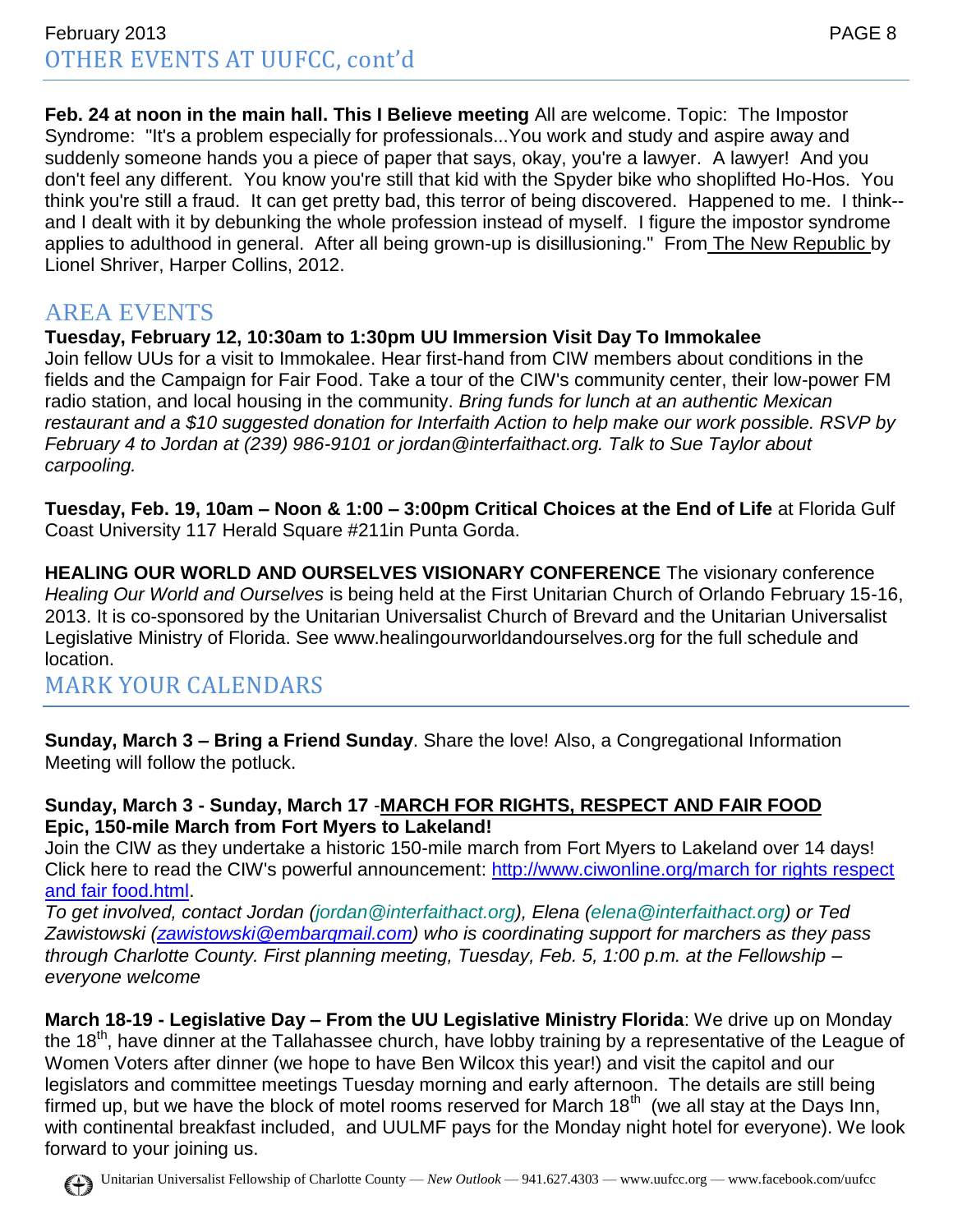## OTHER EVENTS AT UUFCC, cont'd

**Feb. 24 at noon in the main hall. This I Believe meeting** All are welcome. Topic: The Impostor Syndrome: "It's a problem especially for professionals...You work and study and aspire away and suddenly someone hands you a piece of paper that says, okay, you're a lawyer. A lawyer! And you don't feel any different. You know you're still that kid with the Spyder bike who shoplifted Ho-Hos. You think you're still a fraud. It can get pretty bad, this terror of being discovered. Happened to me. I think--and I dealt with it by debunking the whole profession instead of myself. I figure the impostor syndrome applies to adulthood in general. After all being grown-up is disillusioning." From The New Republic by Lionel Shriver, Harper Collins, 2012.

## AREA EVENTS

**Tuesday, February 12, 10:30am to 1:30pm UU Immersion Visit Day To Immokalee**
Join fellow UUs for a visit to Immokalee. Hear first-hand from CIW members about conditions in the fields and the Campaign for Fair Food. Take a tour of the CIW's community center, their low-power FM radio station, and local housing in the community. *Bring funds for lunch at an authentic Mexican restaurant and a $10 suggested donation for Interfaith Action to help make our work possible. RSVP by February 4 to Jordan at (239) 986-9101 or jordan@interfaithact.org. Talk to Sue Taylor about carpooling.*

**Tuesday, Feb. 19, 10am – Noon & 1:00 – 3:00pm Critical Choices at the End of Life** at Florida Gulf Coast University 117 Herald Square #211in Punta Gorda.

**HEALING OUR WORLD AND OURSELVES VISIONARY CONFERENCE** The visionary conference *Healing Our World and Ourselves* is being held at the First Unitarian Church of Orlando February 15-16, 2013. It is co-sponsored by the Unitarian Universalist Church of Brevard and the Unitarian Universalist Legislative Ministry of Florida. See www.healingourworldandourselves.org for the full schedule and location.

## MARK YOUR CALENDARS

**Sunday, March 3 – Bring a Friend Sunday**. Share the love! Also, a Congregational Information Meeting will follow the potluck.

**Sunday, March 3 - Sunday, March 17** -**MARCH FOR RIGHTS, RESPECT AND FAIR FOOD**
**Epic, 150-mile March from Fort Myers to Lakeland!**
Join the CIW as they undertake a historic 150-mile march from Fort Myers to Lakeland over 14 days! Click here to read the CIW's powerful announcement: http://www.ciwonline.org/march for rights respect and fair food.html.
*To get involved, contact Jordan (jordan@interfaithact.org), Elena (elena@interfaithact.org) or Ted Zawistowski (zawistowski@embarqmail.com) who is coordinating support for marchers as they pass through Charlotte County. First planning meeting, Tuesday, Feb. 5, 1:00 p.m. at the Fellowship – everyone welcome*

**March 18-19 - Legislative Day – From the UU Legislative Ministry Florida**: We drive up on Monday the 18th, have dinner at the Tallahassee church, have lobby training by a representative of the League of Women Voters after dinner (we hope to have Ben Wilcox this year!) and visit the capitol and our legislators and committee meetings Tuesday morning and early afternoon. The details are still being firmed up, but we have the block of motel rooms reserved for March 18th (we all stay at the Days Inn, with continental breakfast included, and UULMF pays for the Monday night hotel for everyone). We look forward to your joining us.